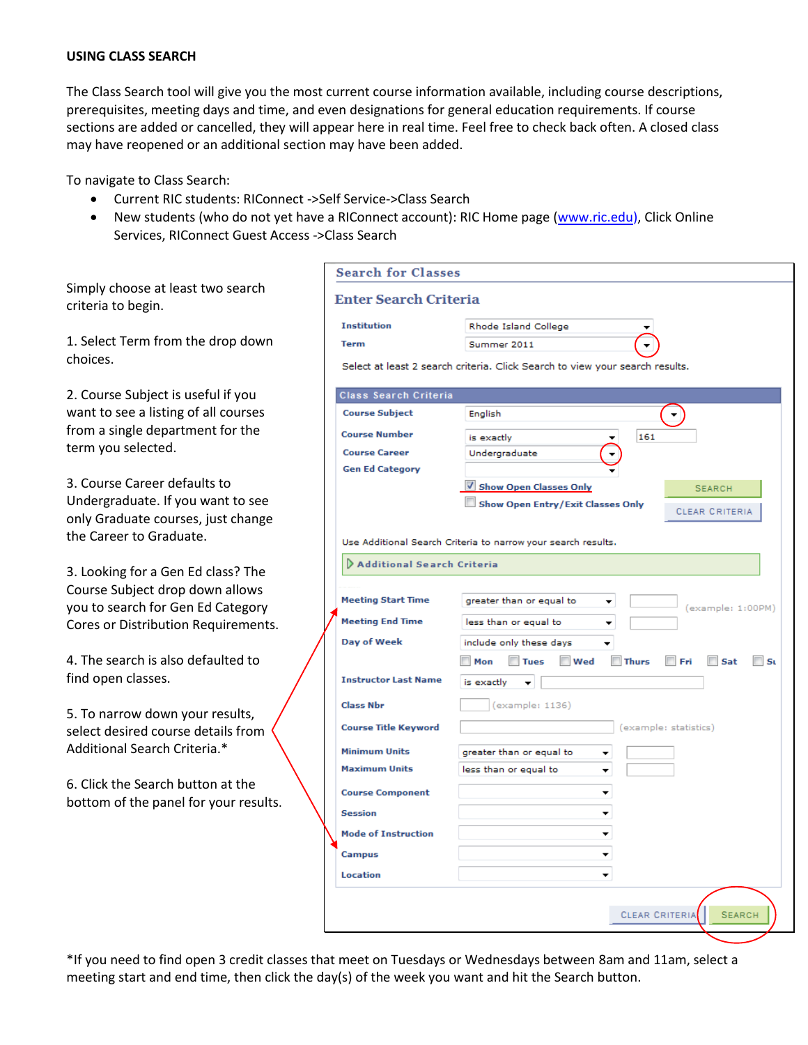## USING CLASS SEARCH

The Class Search tool will give you the most current course information available, including course descriptions, prerequisites, meeting days and time, and even designations for general education requirements. If course sections are added or cancelled, they will appear here in real time. Feel free to check back often. A closed class may have reopened or an additional section may have been added.

To navigate to Class Search:

- Current RIC students: RIConnect ->Self Service->Class Search
- New students (who do not yet have a RIConnect account): RIC Home page (www.ric.edu), Click Online Services, RIConnect Guest Access ->Class Search

Simply choose at least two search criteria to begin.

1. Select Term from the drop down choices.

2. Course Subject is useful if you want to see a listing of all courses from a single department for the term you selected.

3. Course Career defaults to Undergraduate. If you want to see only Graduate courses, just change the Career to Graduate.

3. Looking for a Gen Ed class? The Course Subject drop down allows you to search for Gen Ed Category Cores or Distribution Requirements.

4. The search is also defaulted to find open classes.

5. To narrow down your results, select desired course details from Additional Search Criteria.*

6. Click the Search button at the bottom of the panel for your results.

**Search for Classes**

**Enter Search Criteria**

Institution: Rhode Island College
Term: Summer 2011

Select at least 2 search criteria. Click Search to view your search results.

**Class Search Criteria**

Course Subject: English
Course Number: is exactly 161
Course Career: Undergraduate
Gen Ed Category:

☑ Show Open Classes Only
☐ Show Open Entry/Exit Classes Only

SEARCH | CLEAR CRITERIA

Use Additional Search Criteria to narrow your search results.

**Additional Search Criteria**

Meeting Start Time: greater than or equal to (example: 1:00PM)
Meeting End Time: less than or equal to
Day of Week: include only these days
☐ Mon ☐ Tues ☐ Wed ☐ Thurs ☐ Fri ☐ Sat ☐ Su
Instructor Last Name: is exactly
Class Nbr: (example: 1136)
Course Title Keyword: (example: statistics)
Minimum Units: greater than or equal to
Maximum Units: less than or equal to
Course Component
Session
Mode of Instruction
Campus
Location

CLEAR CRITERIA | SEARCH

*If you need to find open 3 credit classes that meet on Tuesdays or Wednesdays between 8am and 11am, select a meeting start and end time, then click the day(s) of the week you want and hit the Search button.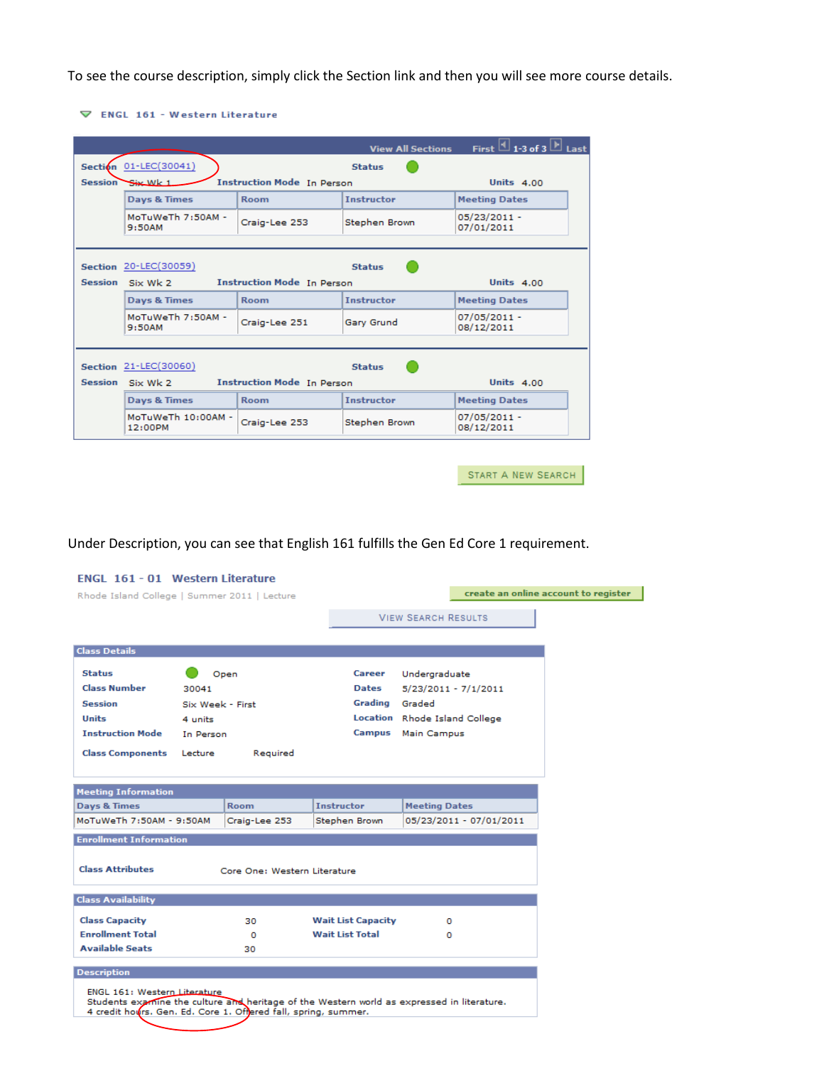To see the course description, simply click the Section link and then you will see more course details.

### ENGL 161 - Western Literature

View All Sections First 1-3 of 3 Last

**Section** 01-LEC(30041) **Status** 
**Session** Six Wk 1 **Instruction Mode** In Person **Units** 4.00

| Days & Times | Room | Instructor | Meeting Dates |
|---|---|---|---|
| MoTuWeTh 7:50AM - 9:50AM | Craig-Lee 253 | Stephen Brown | 05/23/2011 - 07/01/2011 |

**Section** 20-LEC(30059) **Status** 
**Session** Six Wk 2 **Instruction Mode** In Person **Units** 4.00

| Days & Times | Room | Instructor | Meeting Dates |
|---|---|---|---|
| MoTuWeTh 7:50AM - 9:50AM | Craig-Lee 251 | Gary Grund | 07/05/2011 - 08/12/2011 |

**Section** 21-LEC(30060) **Status** 
**Session** Six Wk 2 **Instruction Mode** In Person **Units** 4.00

| Days & Times | Room | Instructor | Meeting Dates |
|---|---|---|---|
| MoTuWeTh 10:00AM - 12:00PM | Craig-Lee 253 | Stephen Brown | 07/05/2011 - 08/12/2011 |

START A NEW SEARCH

Under Description, you can see that English 161 fulfills the Gen Ed Core 1 requirement.

### ENGL 161 - 01 Western Literature

Rhode Island College | Summer 2011 | Lecture

create an online account to register

VIEW SEARCH RESULTS

**Class Details**

| | | | |
|---|---|---|---|
| **Status** | Open | **Career** | Undergraduate |
| **Class Number** | 30041 | **Dates** | 5/23/2011 - 7/1/2011 |
| **Session** | Six Week - First | **Grading** | Graded |
| **Units** | 4 units | **Location** | Rhode Island College |
| **Instruction Mode** | In Person | **Campus** | Main Campus |
| **Class Components** | Lecture Required | | |

**Meeting Information**

| Days & Times | Room | Instructor | Meeting Dates |
|---|---|---|---|
| MoTuWeTh 7:50AM - 9:50AM | Craig-Lee 253 | Stephen Brown | 05/23/2011 - 07/01/2011 |

**Enrollment Information**

**Class Attributes** Core One: Western Literature

**Class Availability**

| | | | |
|---|---|---|---|
| **Class Capacity** | 30 | **Wait List Capacity** | 0 |
| **Enrollment Total** | 0 | **Wait List Total** | 0 |
| **Available Seats** | 30 | | |

**Description**

ENGL 161: Western Literature
Students examine the culture and heritage of the Western world as expressed in literature.
4 credit hours. Gen. Ed. Core 1. Offered fall, spring, summer.